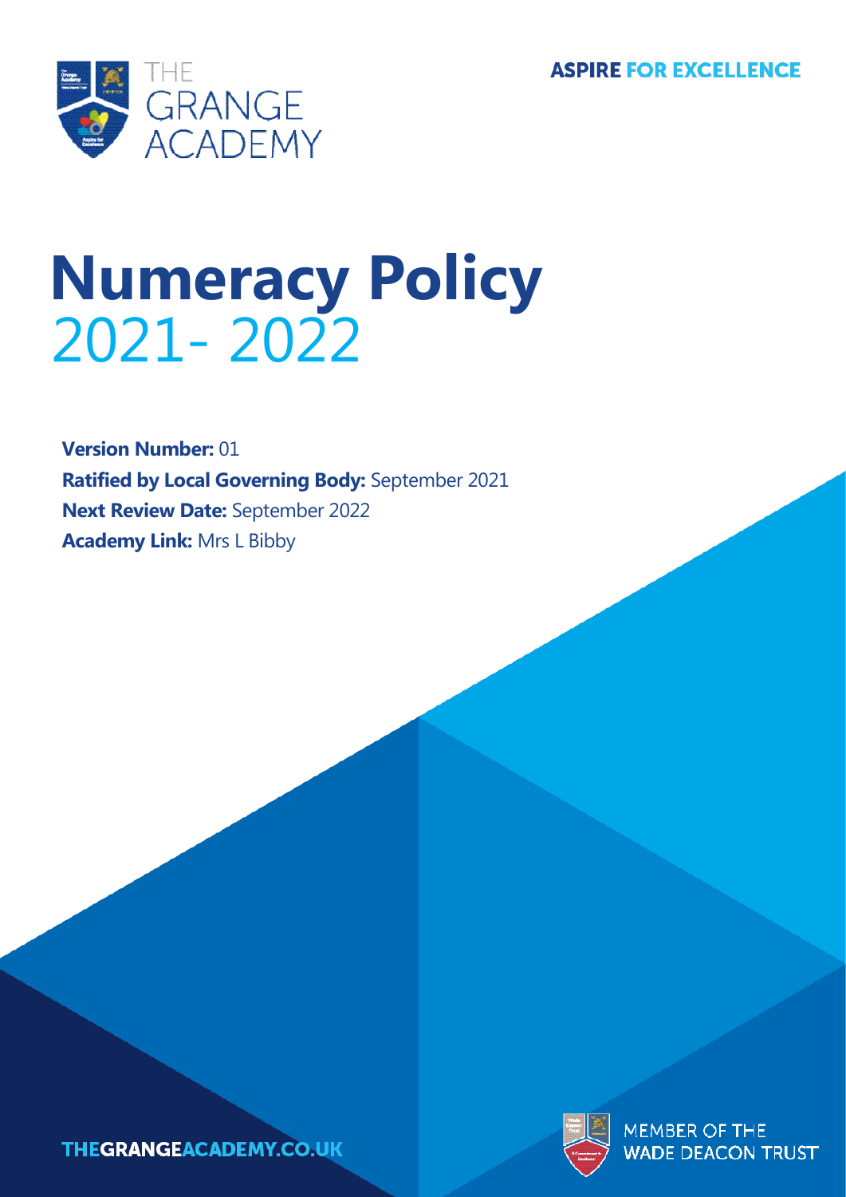THE GRANGE ACADEMY

**ASPIRE FOR EXCELLENCE**

# Numeracy Policy

## 2021- 2022

**Version Number:** 01

**Ratified by Local Governing Body:** September 2021

**Next Review Date:** September 2022

**Academy Link:** Mrs L Bibby

THEGRANGEACADEMY.CO.UK

MEMBER OF THE WADE DEACON TRUST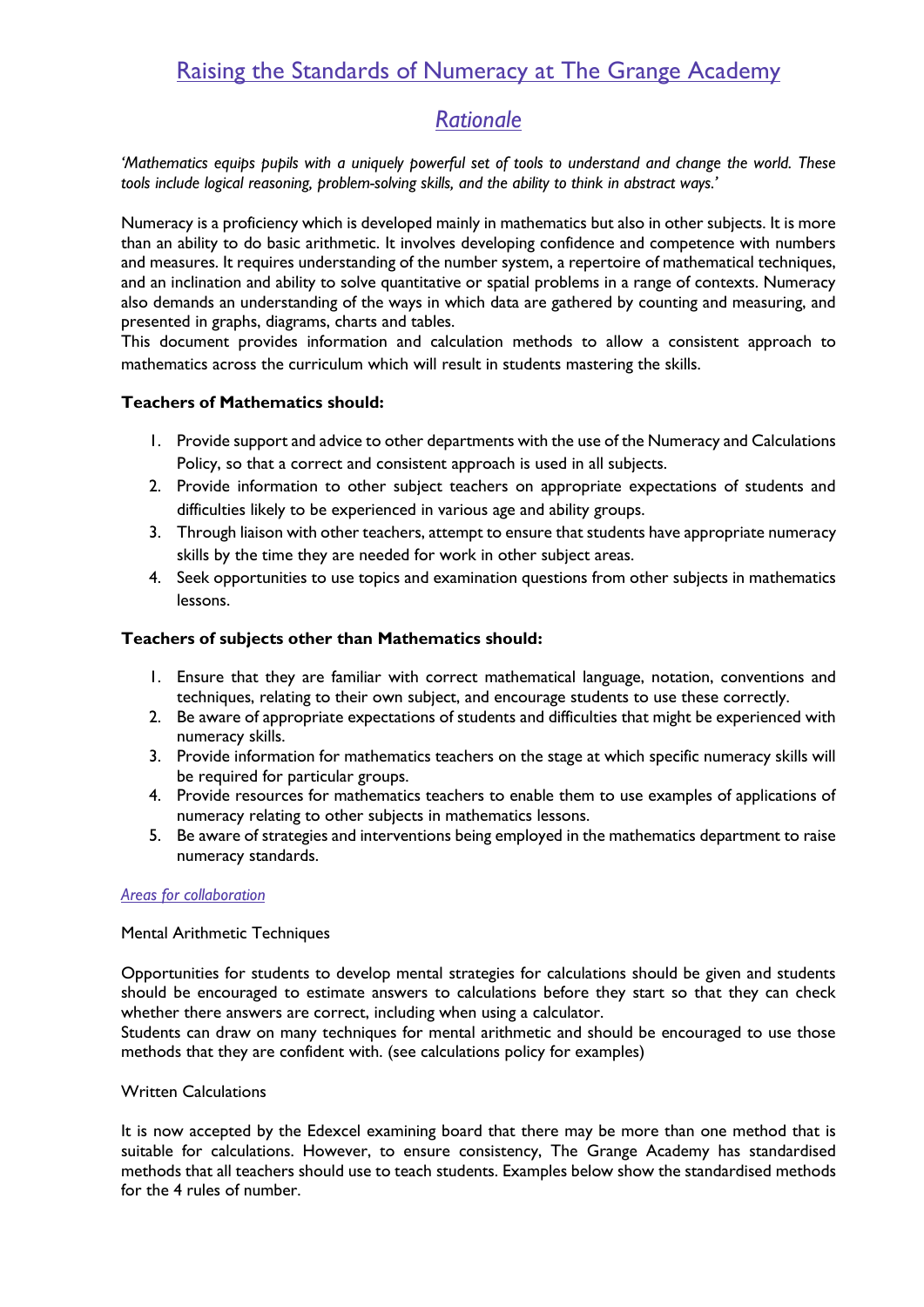# Raising the Standards of Numeracy at The Grange Academy

## *Rationale*

*'Mathematics equips pupils with a uniquely powerful set of tools to understand and change the world. These tools include logical reasoning, problem-solving skills, and the ability to think in abstract ways.'*

Numeracy is a proficiency which is developed mainly in mathematics but also in other subjects. It is more than an ability to do basic arithmetic. It involves developing confidence and competence with numbers and measures. It requires understanding of the number system, a repertoire of mathematical techniques, and an inclination and ability to solve quantitative or spatial problems in a range of contexts. Numeracy also demands an understanding of the ways in which data are gathered by counting and measuring, and presented in graphs, diagrams, charts and tables.
This document provides information and calculation methods to allow a consistent approach to mathematics across the curriculum which will result in students mastering the skills.

**Teachers of Mathematics should:**

1. Provide support and advice to other departments with the use of the Numeracy and Calculations Policy, so that a correct and consistent approach is used in all subjects.
2. Provide information to other subject teachers on appropriate expectations of students and difficulties likely to be experienced in various age and ability groups.
3. Through liaison with other teachers, attempt to ensure that students have appropriate numeracy skills by the time they are needed for work in other subject areas.
4. Seek opportunities to use topics and examination questions from other subjects in mathematics lessons.

**Teachers of subjects other than Mathematics should:**

1. Ensure that they are familiar with correct mathematical language, notation, conventions and techniques, relating to their own subject, and encourage students to use these correctly.
2. Be aware of appropriate expectations of students and difficulties that might be experienced with numeracy skills.
3. Provide information for mathematics teachers on the stage at which specific numeracy skills will be required for particular groups.
4. Provide resources for mathematics teachers to enable them to use examples of applications of numeracy relating to other subjects in mathematics lessons.
5. Be aware of strategies and interventions being employed in the mathematics department to raise numeracy standards.

*Areas for collaboration*

Mental Arithmetic Techniques

Opportunities for students to develop mental strategies for calculations should be given and students should be encouraged to estimate answers to calculations before they start so that they can check whether there answers are correct, including when using a calculator.
Students can draw on many techniques for mental arithmetic and should be encouraged to use those methods that they are confident with. (see calculations policy for examples)

Written Calculations

It is now accepted by the Edexcel examining board that there may be more than one method that is suitable for calculations. However, to ensure consistency, The Grange Academy has standardised methods that all teachers should use to teach students. Examples below show the standardised methods for the 4 rules of number.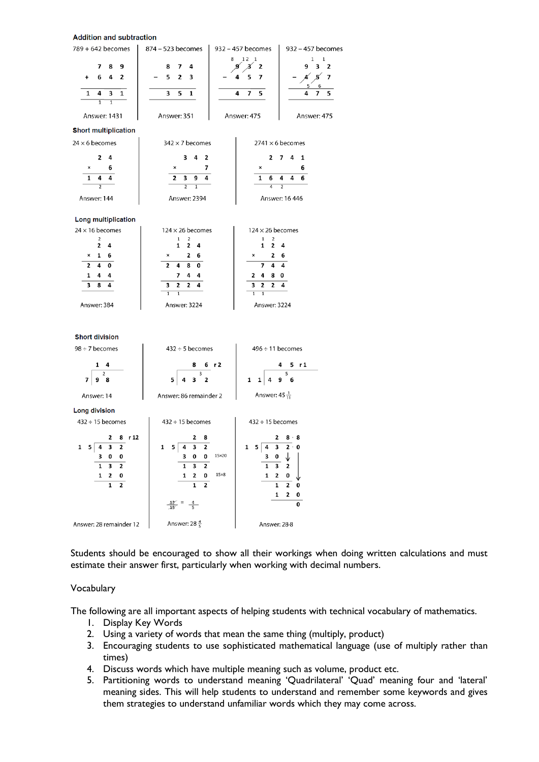### Addition and subtraction

789 + 642 becomes

```
    7 8 9
  + 6 4 2
  -------
  1 4 3 1
    1 1
```

Answer: 1431

874 − 523 becomes

```
    8 7 4
  − 5 2 3
  -------
    3 5 1
```

Answer: 351

932 − 457 becomes

```
   8 12 1
    9  3 2
  − 4  5 7
  --------
    4  7 5
```

Answer: 475

932 − 457 becomes

```
      1 1
    9 3 2
  − 4 5 7
    5 6
  -------
    4 7 5
```

Answer: 475

### Short multiplication

24 × 6 becomes

```
    2 4
  ×   6
  -----
  1 4 4
    2
```

Answer: 144

342 × 7 becomes

```
      3 4 2
  ×       7
  ---------
    2 3 9 4
      2 1
```

Answer: 2394

2741 × 6 becomes

```
      2 7 4 1
  ×         6
  -----------
    1 6 4 4 6
        4 2
```

Answer: 16 446

### Long multiplication

24 × 16 becomes

```
      2
      2 4
  ×   1 6
  -------
    2 4 0
    1 4 4
  -------
    3 8 4
```

Answer: 384

124 × 26 becomes

```
      1 2
      1 2 4
  ×     2 6
  ---------
    2 4 8 0
      7 4 4
  ---------
    3 2 2 4
    1 1
```

Answer: 3224

124 × 26 becomes

```
      1 2
      1 2 4
  ×     2 6
  ---------
      7 4 4
    2 4 8 0
  ---------
    3 2 2 4
    1 1
```

Answer: 3224

### Short division

98 ÷ 7 becomes

```
     1 4
    -----
  7 | 9 ²8
```

Answer: 14

432 ÷ 5 becomes

```
       8 6 r2
     -------
  5 | 4 3 ³2
```

Answer: 86 remainder 2

496 ÷ 11 becomes

```
         4 5 r1
       -------
  1 1 | 4 9 ⁵6
```

Answer: $45\frac{1}{11}$

### Long division

432 ÷ 15 becomes

```
          2 8 r12
       ---------
  1 5 | 4 3 2
        3 0 0
        -----
        1 3 2
        1 2 0
        -----
          1 2
```

Answer: 28 remainder 12

432 ÷ 15 becomes

```
          2 8
       -------
  1 5 | 4 3 2
        3 0 0     15×20
        -----
        1 3 2
        1 2 0     15×8
        -----
          1 2
```

$\frac{12}{15} = \frac{4}{5}$

Answer: $28\frac{4}{5}$

432 ÷ 15 becomes

```
          2 8 · 8
       ------------
  1 5 | 4 3 2 · 0
        3 0 ↓
        -----
        1 3 2
        1 2 0   ↓
        -------
          1 2 0
          1 2 0
          -----
              0
```

Answer: 28·8

Students should be encouraged to show all their workings when doing written calculations and must estimate their answer first, particularly when working with decimal numbers.

Vocabulary

The following are all important aspects of helping students with technical vocabulary of mathematics.

1. Display Key Words
2. Using a variety of words that mean the same thing (multiply, product)
3. Encouraging students to use sophisticated mathematical language (use of multiply rather than times)
4. Discuss words which have multiple meaning such as volume, product etc.
5. Partitioning words to understand meaning 'Quadrilateral' 'Quad' meaning four and 'lateral' meaning sides. This will help students to understand and remember some keywords and gives them strategies to understand unfamiliar words which they may come across.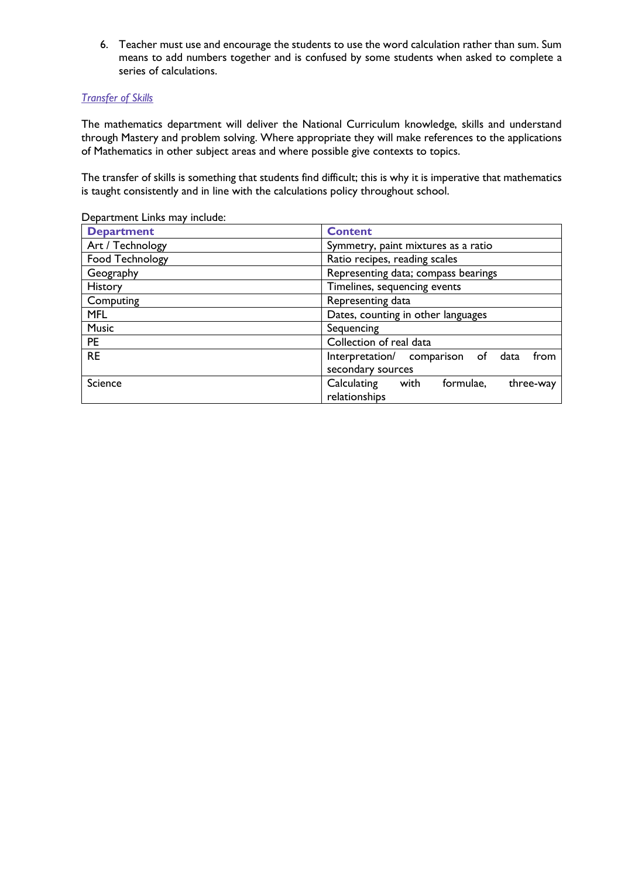6. Teacher must use and encourage the students to use the word calculation rather than sum. Sum means to add numbers together and is confused by some students when asked to complete a series of calculations.

### *Transfer of Skills*

The mathematics department will deliver the National Curriculum knowledge, skills and understand through Mastery and problem solving. Where appropriate they will make references to the applications of Mathematics in other subject areas and where possible give contexts to topics.

The transfer of skills is something that students find difficult; this is why it is imperative that mathematics is taught consistently and in line with the calculations policy throughout school.

Department Links may include:

| Department | Content |
|---|---|
| Art / Technology | Symmetry, paint mixtures as a ratio |
| Food Technology | Ratio recipes, reading scales |
| Geography | Representing data; compass bearings |
| History | Timelines, sequencing events |
| Computing | Representing data |
| MFL | Dates, counting in other languages |
| Music | Sequencing |
| PE | Collection of real data |
| RE | Interpretation/ comparison of data from secondary sources |
| Science | Calculating with formulae, three-way relationships |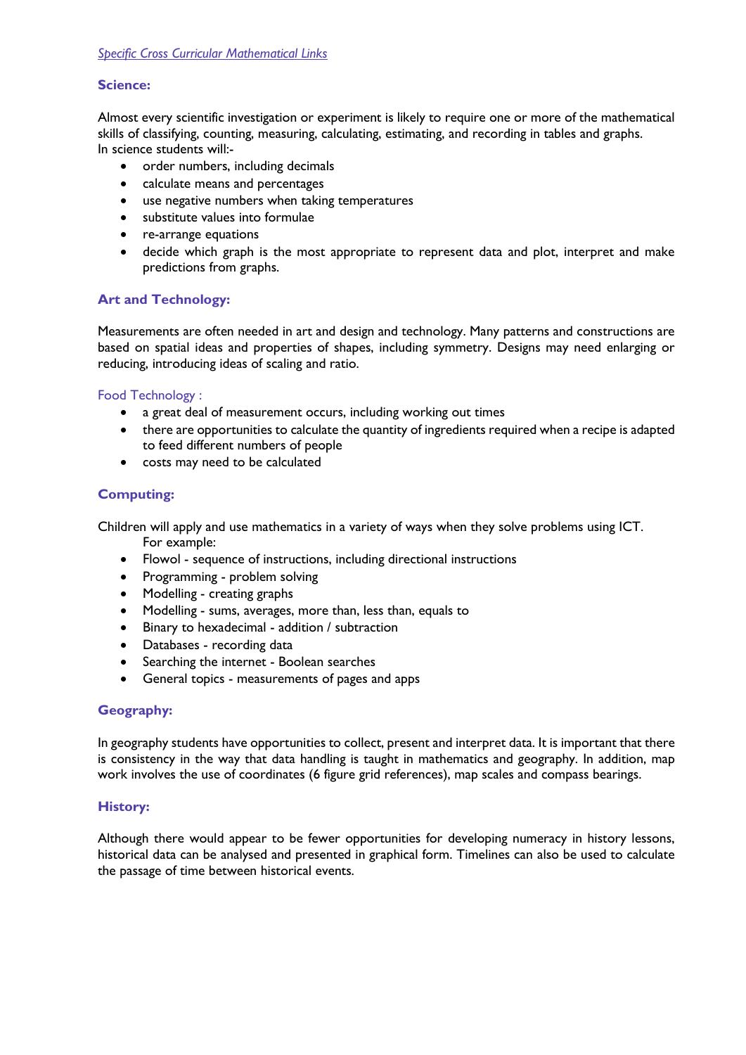*Specific Cross Curricular Mathematical Links*

### Science:

Almost every scientific investigation or experiment is likely to require one or more of the mathematical skills of classifying, counting, measuring, calculating, estimating, and recording in tables and graphs.
In science students will:-

- order numbers, including decimals
- calculate means and percentages
- use negative numbers when taking temperatures
- substitute values into formulae
- re-arrange equations
- decide which graph is the most appropriate to represent data and plot, interpret and make predictions from graphs.

### Art and Technology:

Measurements are often needed in art and design and technology. Many patterns and constructions are based on spatial ideas and properties of shapes, including symmetry. Designs may need enlarging or reducing, introducing ideas of scaling and ratio.

Food Technology :

- a great deal of measurement occurs, including working out times
- there are opportunities to calculate the quantity of ingredients required when a recipe is adapted to feed different numbers of people
- costs may need to be calculated

### Computing:

Children will apply and use mathematics in a variety of ways when they solve problems using ICT.
For example:

- Flowol - sequence of instructions, including directional instructions
- Programming - problem solving
- Modelling - creating graphs
- Modelling - sums, averages, more than, less than, equals to
- Binary to hexadecimal - addition / subtraction
- Databases - recording data
- Searching the internet - Boolean searches
- General topics - measurements of pages and apps

### Geography:

In geography students have opportunities to collect, present and interpret data. It is important that there is consistency in the way that data handling is taught in mathematics and geography. In addition, map work involves the use of coordinates (6 figure grid references), map scales and compass bearings.

### History:

Although there would appear to be fewer opportunities for developing numeracy in history lessons, historical data can be analysed and presented in graphical form. Timelines can also be used to calculate the passage of time between historical events.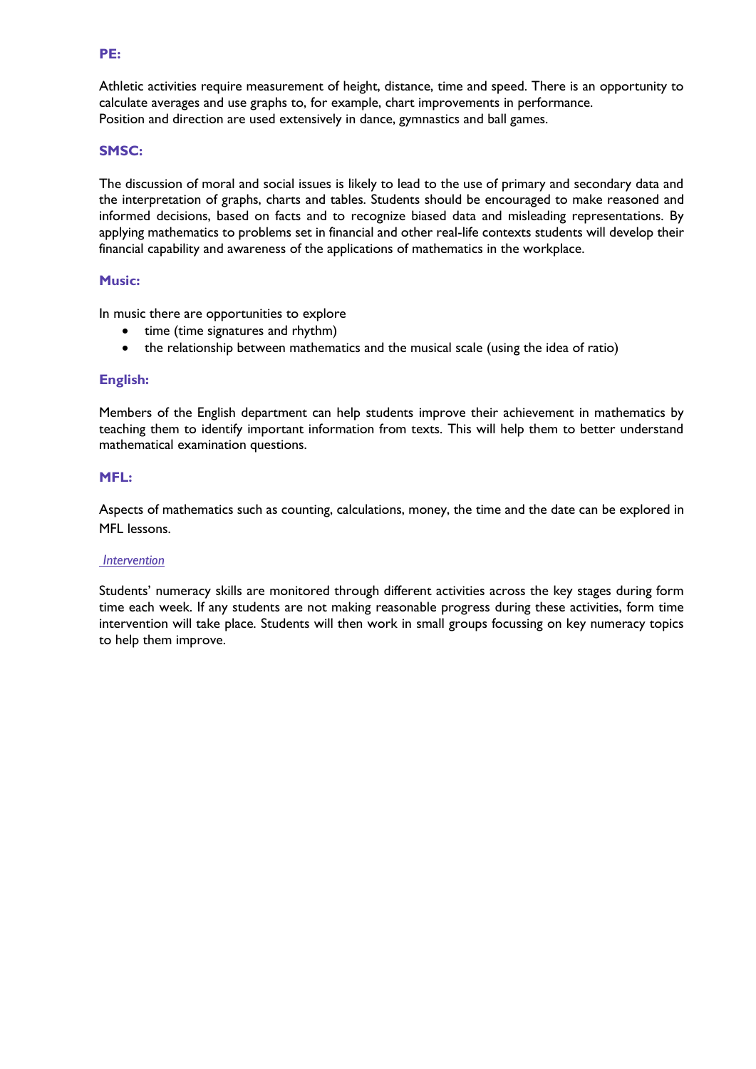### PE:

Athletic activities require measurement of height, distance, time and speed. There is an opportunity to calculate averages and use graphs to, for example, chart improvements in performance.
Position and direction are used extensively in dance, gymnastics and ball games.

### SMSC:

The discussion of moral and social issues is likely to lead to the use of primary and secondary data and the interpretation of graphs, charts and tables. Students should be encouraged to make reasoned and informed decisions, based on facts and to recognize biased data and misleading representations. By applying mathematics to problems set in financial and other real-life contexts students will develop their financial capability and awareness of the applications of mathematics in the workplace.

### Music:

In music there are opportunities to explore

- time (time signatures and rhythm)
- the relationship between mathematics and the musical scale (using the idea of ratio)

### English:

Members of the English department can help students improve their achievement in mathematics by teaching them to identify important information from texts. This will help them to better understand mathematical examination questions.

### MFL:

Aspects of mathematics such as counting, calculations, money, the time and the date can be explored in MFL lessons.

*Intervention*

Students' numeracy skills are monitored through different activities across the key stages during form time each week. If any students are not making reasonable progress during these activities, form time intervention will take place. Students will then work in small groups focussing on key numeracy topics to help them improve.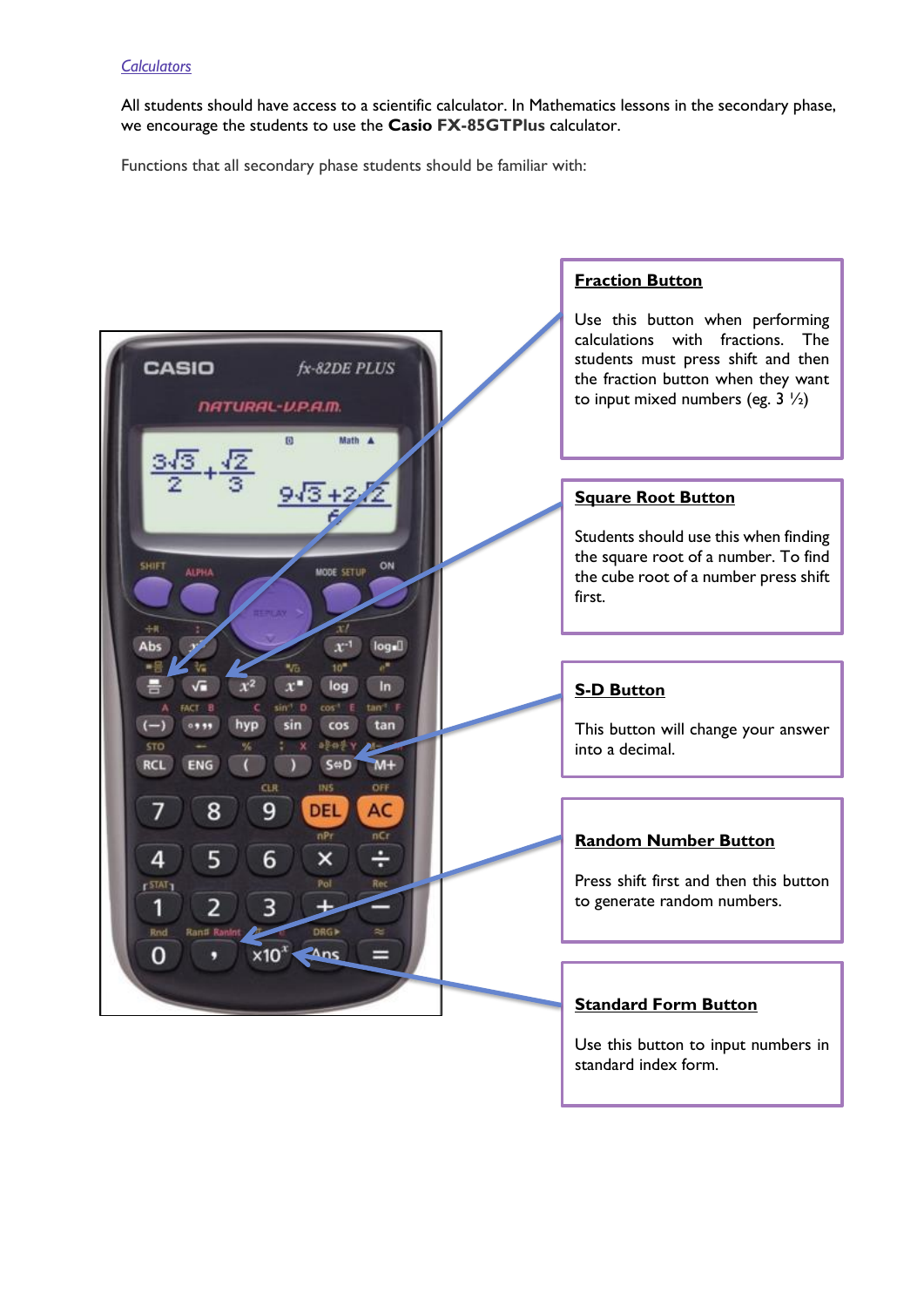*Calculators*

All students should have access to a scientific calculator. In Mathematics lessons in the secondary phase, we encourage the students to use the **Casio FX-85GTPlus** calculator.

Functions that all secondary phase students should be familiar with:

**Fraction Button**

Use this button when performing calculations with fractions. The students must press shift and then the fraction button when they want to input mixed numbers (eg. 3 ½)

**Square Root Button**

Students should use this when finding the square root of a number. To find the cube root of a number press shift first.

**S-D Button**

This button will change your answer into a decimal.

**Random Number Button**

Press shift first and then this button to generate random numbers.

**Standard Form Button**

Use this button to input numbers in standard index form.